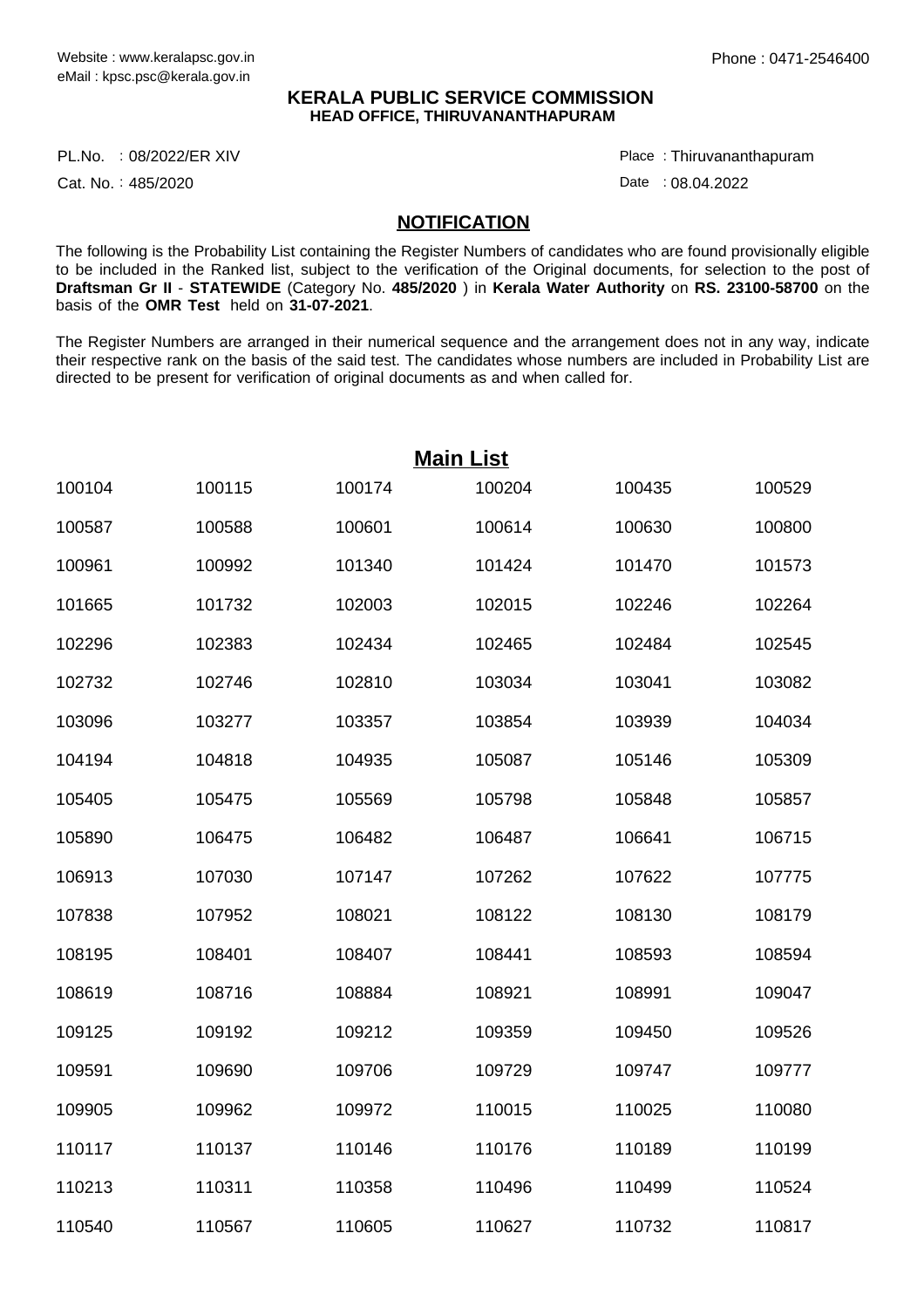Website : www.keralapsc.gov.in
eMail : kpsc.psc@kerala.gov.in

Phone : 0471-2546400

**KERALA PUBLIC SERVICE COMMISSION**
**HEAD OFFICE, THIRUVANANTHAPURAM**

PL.No. : 08/2022/ER XIV
Cat. No. : 485/2020

Place : Thiruvananthapuram
Date : 08.04.2022

## NOTIFICATION

The following is the Probability List containing the Register Numbers of candidates who are found provisionally eligible to be included in the Ranked list, subject to the verification of the Original documents, for selection to the post of **Draftsman Gr II** - **STATEWIDE** (Category No. **485/2020** ) in **Kerala Water Authority** on **RS. 23100-58700** on the basis of the **OMR Test** held on **31-07-2021**.

The Register Numbers are arranged in their numerical sequence and the arrangement does not in any way, indicate their respective rank on the basis of the said test. The candidates whose numbers are included in Probability List are directed to be present for verification of original documents as and when called for.

## Main List

| | | | | | |
|---|---|---|---|---|---|
| 100104 | 100115 | 100174 | 100204 | 100435 | 100529 |
| 100587 | 100588 | 100601 | 100614 | 100630 | 100800 |
| 100961 | 100992 | 101340 | 101424 | 101470 | 101573 |
| 101665 | 101732 | 102003 | 102015 | 102246 | 102264 |
| 102296 | 102383 | 102434 | 102465 | 102484 | 102545 |
| 102732 | 102746 | 102810 | 103034 | 103041 | 103082 |
| 103096 | 103277 | 103357 | 103854 | 103939 | 104034 |
| 104194 | 104818 | 104935 | 105087 | 105146 | 105309 |
| 105405 | 105475 | 105569 | 105798 | 105848 | 105857 |
| 105890 | 106475 | 106482 | 106487 | 106641 | 106715 |
| 106913 | 107030 | 107147 | 107262 | 107622 | 107775 |
| 107838 | 107952 | 108021 | 108122 | 108130 | 108179 |
| 108195 | 108401 | 108407 | 108441 | 108593 | 108594 |
| 108619 | 108716 | 108884 | 108921 | 108991 | 109047 |
| 109125 | 109192 | 109212 | 109359 | 109450 | 109526 |
| 109591 | 109690 | 109706 | 109729 | 109747 | 109777 |
| 109905 | 109962 | 109972 | 110015 | 110025 | 110080 |
| 110117 | 110137 | 110146 | 110176 | 110189 | 110199 |
| 110213 | 110311 | 110358 | 110496 | 110499 | 110524 |
| 110540 | 110567 | 110605 | 110627 | 110732 | 110817 |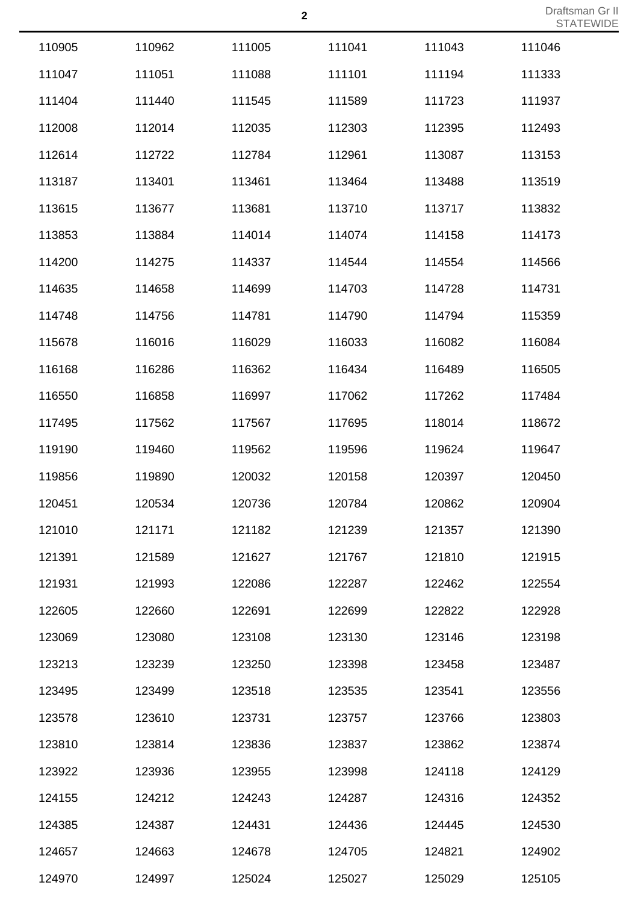| | | | | | |
|---|---|---|---|---|---|
| 110905 | 110962 | 111005 | 111041 | 111043 | 111046 |
| 111047 | 111051 | 111088 | 111101 | 111194 | 111333 |
| 111404 | 111440 | 111545 | 111589 | 111723 | 111937 |
| 112008 | 112014 | 112035 | 112303 | 112395 | 112493 |
| 112614 | 112722 | 112784 | 112961 | 113087 | 113153 |
| 113187 | 113401 | 113461 | 113464 | 113488 | 113519 |
| 113615 | 113677 | 113681 | 113710 | 113717 | 113832 |
| 113853 | 113884 | 114014 | 114074 | 114158 | 114173 |
| 114200 | 114275 | 114337 | 114544 | 114554 | 114566 |
| 114635 | 114658 | 114699 | 114703 | 114728 | 114731 |
| 114748 | 114756 | 114781 | 114790 | 114794 | 115359 |
| 115678 | 116016 | 116029 | 116033 | 116082 | 116084 |
| 116168 | 116286 | 116362 | 116434 | 116489 | 116505 |
| 116550 | 116858 | 116997 | 117062 | 117262 | 117484 |
| 117495 | 117562 | 117567 | 117695 | 118014 | 118672 |
| 119190 | 119460 | 119562 | 119596 | 119624 | 119647 |
| 119856 | 119890 | 120032 | 120158 | 120397 | 120450 |
| 120451 | 120534 | 120736 | 120784 | 120862 | 120904 |
| 121010 | 121171 | 121182 | 121239 | 121357 | 121390 |
| 121391 | 121589 | 121627 | 121767 | 121810 | 121915 |
| 121931 | 121993 | 122086 | 122287 | 122462 | 122554 |
| 122605 | 122660 | 122691 | 122699 | 122822 | 122928 |
| 123069 | 123080 | 123108 | 123130 | 123146 | 123198 |
| 123213 | 123239 | 123250 | 123398 | 123458 | 123487 |
| 123495 | 123499 | 123518 | 123535 | 123541 | 123556 |
| 123578 | 123610 | 123731 | 123757 | 123766 | 123803 |
| 123810 | 123814 | 123836 | 123837 | 123862 | 123874 |
| 123922 | 123936 | 123955 | 123998 | 124118 | 124129 |
| 124155 | 124212 | 124243 | 124287 | 124316 | 124352 |
| 124385 | 124387 | 124431 | 124436 | 124445 | 124530 |
| 124657 | 124663 | 124678 | 124705 | 124821 | 124902 |
| 124970 | 124997 | 125024 | 125027 | 125029 | 125105 |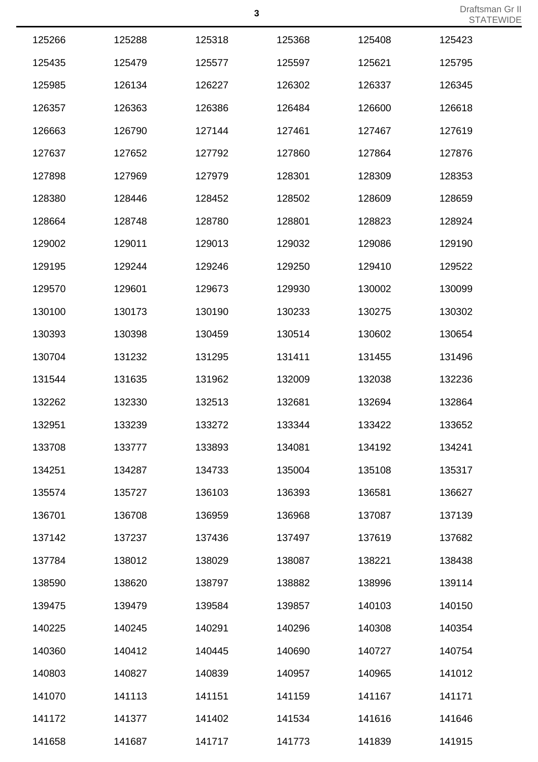| | | | | | |
|---|---|---|---|---|---|
| 125266 | 125288 | 125318 | 125368 | 125408 | 125423 |
| 125435 | 125479 | 125577 | 125597 | 125621 | 125795 |
| 125985 | 126134 | 126227 | 126302 | 126337 | 126345 |
| 126357 | 126363 | 126386 | 126484 | 126600 | 126618 |
| 126663 | 126790 | 127144 | 127461 | 127467 | 127619 |
| 127637 | 127652 | 127792 | 127860 | 127864 | 127876 |
| 127898 | 127969 | 127979 | 128301 | 128309 | 128353 |
| 128380 | 128446 | 128452 | 128502 | 128609 | 128659 |
| 128664 | 128748 | 128780 | 128801 | 128823 | 128924 |
| 129002 | 129011 | 129013 | 129032 | 129086 | 129190 |
| 129195 | 129244 | 129246 | 129250 | 129410 | 129522 |
| 129570 | 129601 | 129673 | 129930 | 130002 | 130099 |
| 130100 | 130173 | 130190 | 130233 | 130275 | 130302 |
| 130393 | 130398 | 130459 | 130514 | 130602 | 130654 |
| 130704 | 131232 | 131295 | 131411 | 131455 | 131496 |
| 131544 | 131635 | 131962 | 132009 | 132038 | 132236 |
| 132262 | 132330 | 132513 | 132681 | 132694 | 132864 |
| 132951 | 133239 | 133272 | 133344 | 133422 | 133652 |
| 133708 | 133777 | 133893 | 134081 | 134192 | 134241 |
| 134251 | 134287 | 134733 | 135004 | 135108 | 135317 |
| 135574 | 135727 | 136103 | 136393 | 136581 | 136627 |
| 136701 | 136708 | 136959 | 136968 | 137087 | 137139 |
| 137142 | 137237 | 137436 | 137497 | 137619 | 137682 |
| 137784 | 138012 | 138029 | 138087 | 138221 | 138438 |
| 138590 | 138620 | 138797 | 138882 | 138996 | 139114 |
| 139475 | 139479 | 139584 | 139857 | 140103 | 140150 |
| 140225 | 140245 | 140291 | 140296 | 140308 | 140354 |
| 140360 | 140412 | 140445 | 140690 | 140727 | 140754 |
| 140803 | 140827 | 140839 | 140957 | 140965 | 141012 |
| 141070 | 141113 | 141151 | 141159 | 141167 | 141171 |
| 141172 | 141377 | 141402 | 141534 | 141616 | 141646 |
| 141658 | 141687 | 141717 | 141773 | 141839 | 141915 |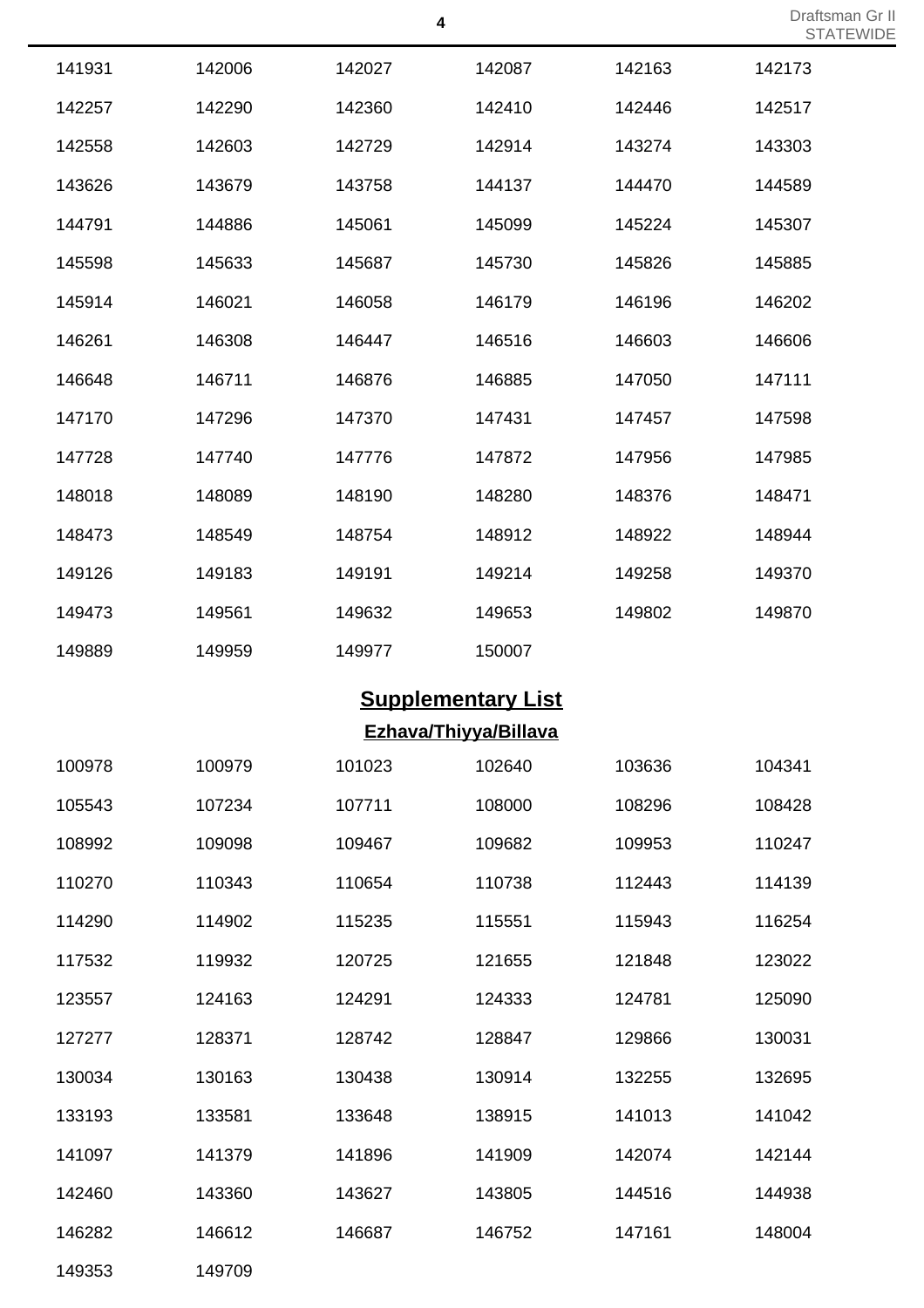| | | | | | |
|---|---|---|---|---|---|
| 141931 | 142006 | 142027 | 142087 | 142163 | 142173 |
| 142257 | 142290 | 142360 | 142410 | 142446 | 142517 |
| 142558 | 142603 | 142729 | 142914 | 143274 | 143303 |
| 143626 | 143679 | 143758 | 144137 | 144470 | 144589 |
| 144791 | 144886 | 145061 | 145099 | 145224 | 145307 |
| 145598 | 145633 | 145687 | 145730 | 145826 | 145885 |
| 145914 | 146021 | 146058 | 146179 | 146196 | 146202 |
| 146261 | 146308 | 146447 | 146516 | 146603 | 146606 |
| 146648 | 146711 | 146876 | 146885 | 147050 | 147111 |
| 147170 | 147296 | 147370 | 147431 | 147457 | 147598 |
| 147728 | 147740 | 147776 | 147872 | 147956 | 147985 |
| 148018 | 148089 | 148190 | 148280 | 148376 | 148471 |
| 148473 | 148549 | 148754 | 148912 | 148922 | 148944 |
| 149126 | 149183 | 149191 | 149214 | 149258 | 149370 |
| 149473 | 149561 | 149632 | 149653 | 149802 | 149870 |
| 149889 | 149959 | 149977 | 150007 | | |

## Supplementary List

### Ezhava/Thiyya/Billava

| | | | | | |
|---|---|---|---|---|---|
| 100978 | 100979 | 101023 | 102640 | 103636 | 104341 |
| 105543 | 107234 | 107711 | 108000 | 108296 | 108428 |
| 108992 | 109098 | 109467 | 109682 | 109953 | 110247 |
| 110270 | 110343 | 110654 | 110738 | 112443 | 114139 |
| 114290 | 114902 | 115235 | 115551 | 115943 | 116254 |
| 117532 | 119932 | 120725 | 121655 | 121848 | 123022 |
| 123557 | 124163 | 124291 | 124333 | 124781 | 125090 |
| 127277 | 128371 | 128742 | 128847 | 129866 | 130031 |
| 130034 | 130163 | 130438 | 130914 | 132255 | 132695 |
| 133193 | 133581 | 133648 | 138915 | 141013 | 141042 |
| 141097 | 141379 | 141896 | 141909 | 142074 | 142144 |
| 142460 | 143360 | 143627 | 143805 | 144516 | 144938 |
| 146282 | 146612 | 146687 | 146752 | 147161 | 148004 |
| 149353 | 149709 | | | | |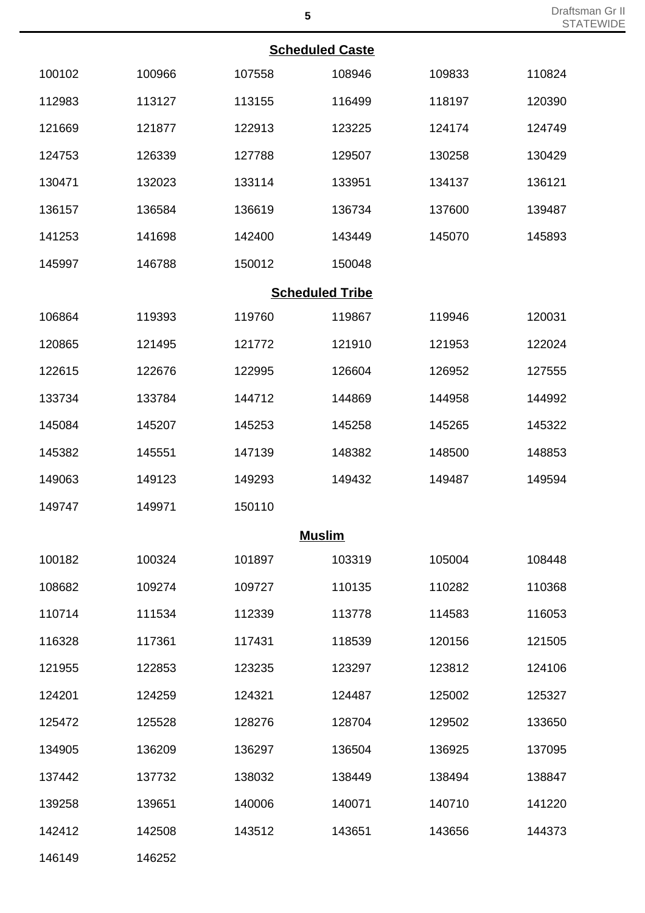## Scheduled Caste

| | | | | | |
|---|---|---|---|---|---|
| 100102 | 100966 | 107558 | 108946 | 109833 | 110824 |
| 112983 | 113127 | 113155 | 116499 | 118197 | 120390 |
| 121669 | 121877 | 122913 | 123225 | 124174 | 124749 |
| 124753 | 126339 | 127788 | 129507 | 130258 | 130429 |
| 130471 | 132023 | 133114 | 133951 | 134137 | 136121 |
| 136157 | 136584 | 136619 | 136734 | 137600 | 139487 |
| 141253 | 141698 | 142400 | 143449 | 145070 | 145893 |
| 145997 | 146788 | 150012 | 150048 | | |

## Scheduled Tribe

| | | | | | |
|---|---|---|---|---|---|
| 106864 | 119393 | 119760 | 119867 | 119946 | 120031 |
| 120865 | 121495 | 121772 | 121910 | 121953 | 122024 |
| 122615 | 122676 | 122995 | 126604 | 126952 | 127555 |
| 133734 | 133784 | 144712 | 144869 | 144958 | 144992 |
| 145084 | 145207 | 145253 | 145258 | 145265 | 145322 |
| 145382 | 145551 | 147139 | 148382 | 148500 | 148853 |
| 149063 | 149123 | 149293 | 149432 | 149487 | 149594 |
| 149747 | 149971 | 150110 | | | |

## Muslim

| | | | | | |
|---|---|---|---|---|---|
| 100182 | 100324 | 101897 | 103319 | 105004 | 108448 |
| 108682 | 109274 | 109727 | 110135 | 110282 | 110368 |
| 110714 | 111534 | 112339 | 113778 | 114583 | 116053 |
| 116328 | 117361 | 117431 | 118539 | 120156 | 121505 |
| 121955 | 122853 | 123235 | 123297 | 123812 | 124106 |
| 124201 | 124259 | 124321 | 124487 | 125002 | 125327 |
| 125472 | 125528 | 128276 | 128704 | 129502 | 133650 |
| 134905 | 136209 | 136297 | 136504 | 136925 | 137095 |
| 137442 | 137732 | 138032 | 138449 | 138494 | 138847 |
| 139258 | 139651 | 140006 | 140071 | 140710 | 141220 |
| 142412 | 142508 | 143512 | 143651 | 143656 | 144373 |
| 146149 | 146252 | | | | |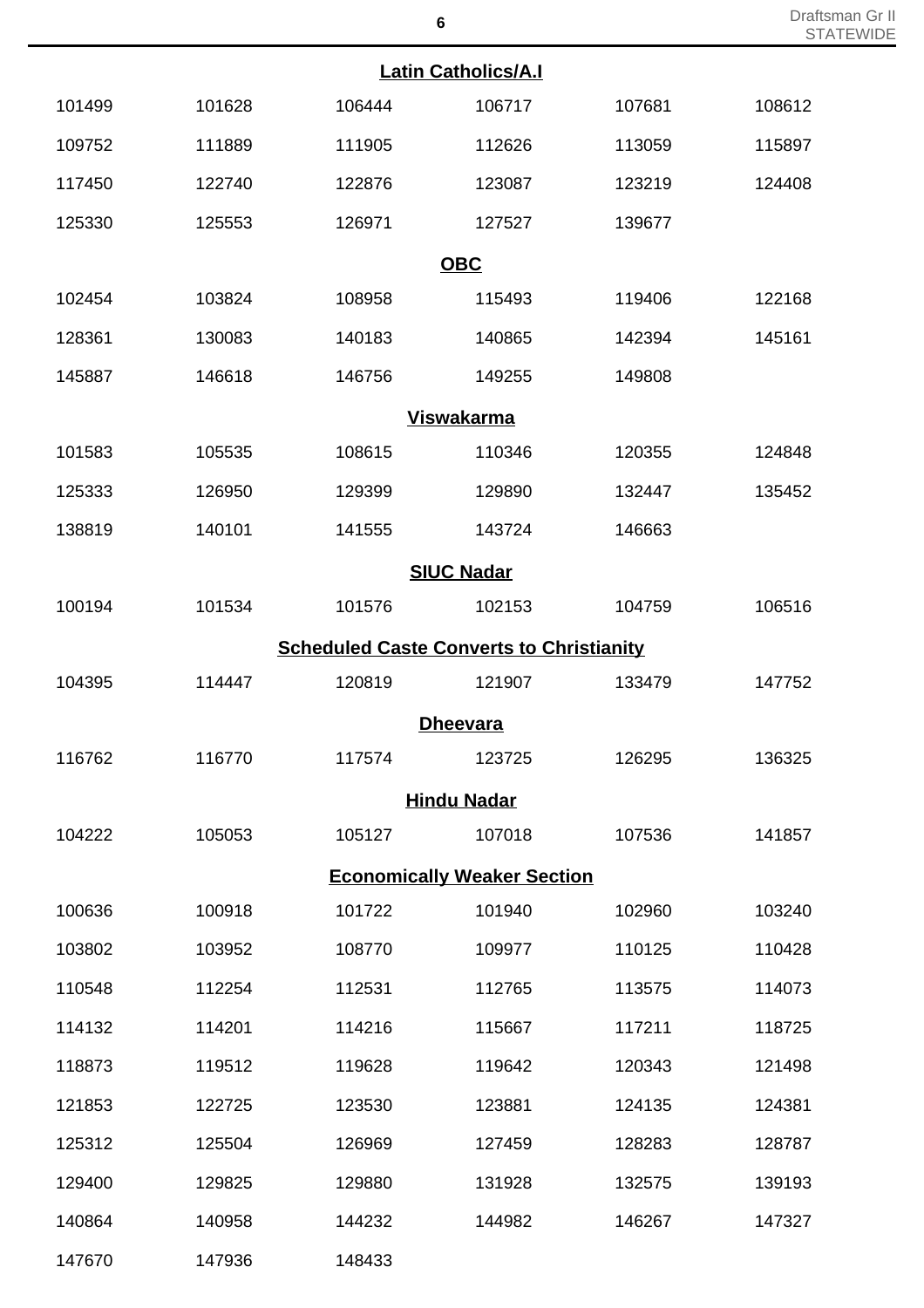## Latin Catholics/A.I

| | | | | | |
|---|---|---|---|---|---|
| 101499 | 101628 | 106444 | 106717 | 107681 | 108612 |
| 109752 | 111889 | 111905 | 112626 | 113059 | 115897 |
| 117450 | 122740 | 122876 | 123087 | 123219 | 124408 |
| 125330 | 125553 | 126971 | 127527 | 139677 | |

## OBC

| | | | | | |
|---|---|---|---|---|---|
| 102454 | 103824 | 108958 | 115493 | 119406 | 122168 |
| 128361 | 130083 | 140183 | 140865 | 142394 | 145161 |
| 145887 | 146618 | 146756 | 149255 | 149808 | |

## Viswakarma

| | | | | | |
|---|---|---|---|---|---|
| 101583 | 105535 | 108615 | 110346 | 120355 | 124848 |
| 125333 | 126950 | 129399 | 129890 | 132447 | 135452 |
| 138819 | 140101 | 141555 | 143724 | 146663 | |

## SIUC Nadar

| | | | | | |
|---|---|---|---|---|---|
| 100194 | 101534 | 101576 | 102153 | 104759 | 106516 |

## Scheduled Caste Converts to Christianity

| | | | | | |
|---|---|---|---|---|---|
| 104395 | 114447 | 120819 | 121907 | 133479 | 147752 |

## Dheevara

| | | | | | |
|---|---|---|---|---|---|
| 116762 | 116770 | 117574 | 123725 | 126295 | 136325 |

## Hindu Nadar

| | | | | | |
|---|---|---|---|---|---|
| 104222 | 105053 | 105127 | 107018 | 107536 | 141857 |

## Economically Weaker Section

| | | | | | |
|---|---|---|---|---|---|
| 100636 | 100918 | 101722 | 101940 | 102960 | 103240 |
| 103802 | 103952 | 108770 | 109977 | 110125 | 110428 |
| 110548 | 112254 | 112531 | 112765 | 113575 | 114073 |
| 114132 | 114201 | 114216 | 115667 | 117211 | 118725 |
| 118873 | 119512 | 119628 | 119642 | 120343 | 121498 |
| 121853 | 122725 | 123530 | 123881 | 124135 | 124381 |
| 125312 | 125504 | 126969 | 127459 | 128283 | 128787 |
| 129400 | 129825 | 129880 | 131928 | 132575 | 139193 |
| 140864 | 140958 | 144232 | 144982 | 146267 | 147327 |
| 147670 | 147936 | 148433 | | | |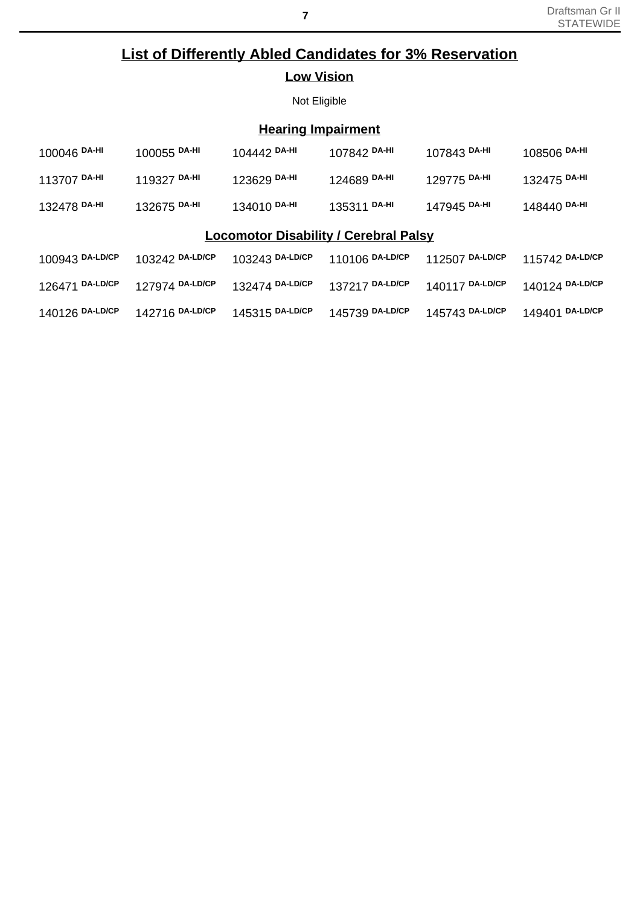## List of Differently Abled Candidates for 3% Reservation

### Low Vision

Not Eligible

### Hearing Impairment

| | | | | | |
|---|---|---|---|---|---|
| 100046 DA-HI | 100055 DA-HI | 104442 DA-HI | 107842 DA-HI | 107843 DA-HI | 108506 DA-HI |
| 113707 DA-HI | 119327 DA-HI | 123629 DA-HI | 124689 DA-HI | 129775 DA-HI | 132475 DA-HI |
| 132478 DA-HI | 132675 DA-HI | 134010 DA-HI | 135311 DA-HI | 147945 DA-HI | 148440 DA-HI |

### Locomotor Disability / Cerebral Palsy

| | | | | | |
|---|---|---|---|---|---|
| 100943 DA-LD/CP | 103242 DA-LD/CP | 103243 DA-LD/CP | 110106 DA-LD/CP | 112507 DA-LD/CP | 115742 DA-LD/CP |
| 126471 DA-LD/CP | 127974 DA-LD/CP | 132474 DA-LD/CP | 137217 DA-LD/CP | 140117 DA-LD/CP | 140124 DA-LD/CP |
| 140126 DA-LD/CP | 142716 DA-LD/CP | 145315 DA-LD/CP | 145739 DA-LD/CP | 145743 DA-LD/CP | 149401 DA-LD/CP |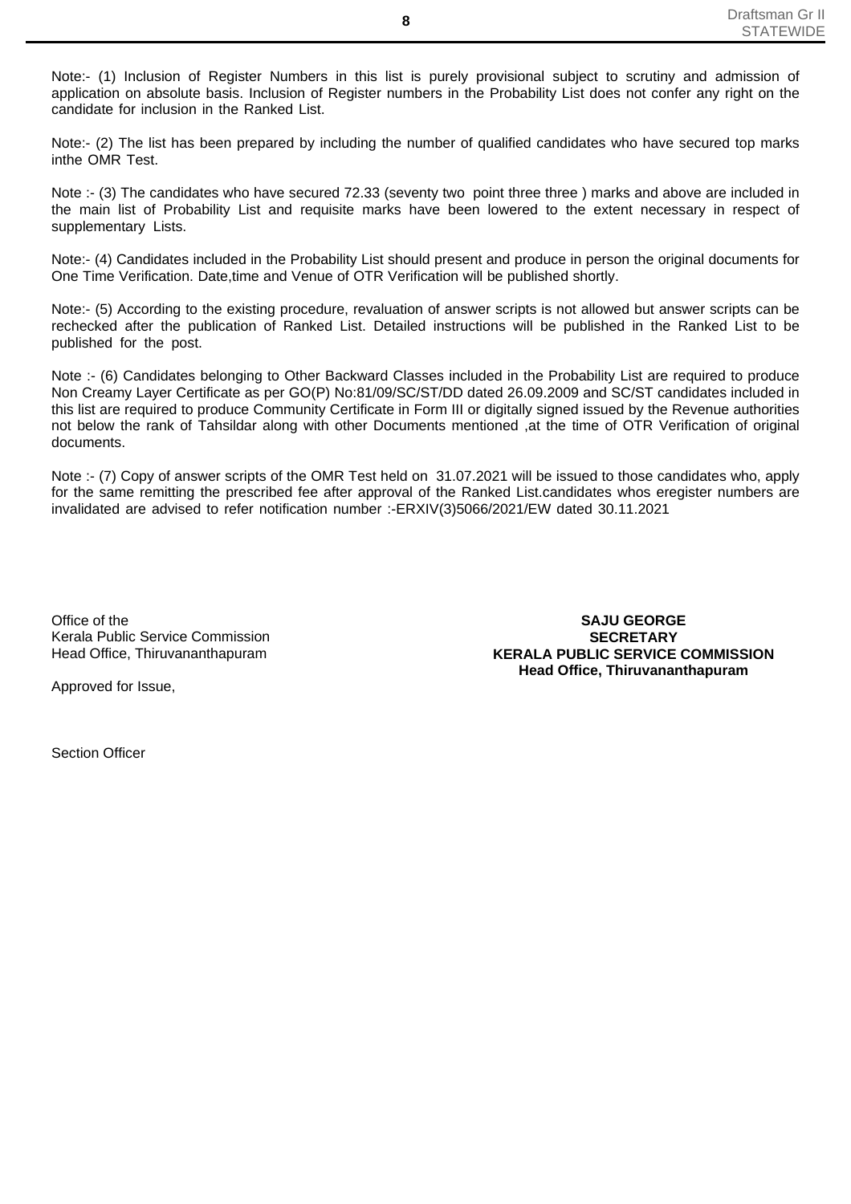Note:- (1) Inclusion of Register Numbers in this list is purely provisional subject to scrutiny and admission of application on absolute basis. Inclusion of Register numbers in the Probability List does not confer any right on the candidate for inclusion in the Ranked List.

Note:- (2) The list has been prepared by including the number of qualified candidates who have secured top marks inthe OMR Test.

Note :- (3) The candidates who have secured 72.33 (seventy two point three three ) marks and above are included in the main list of Probability List and requisite marks have been lowered to the extent necessary in respect of supplementary Lists.

Note:- (4) Candidates included in the Probability List should present and produce in person the original documents for One Time Verification. Date,time and Venue of OTR Verification will be published shortly.

Note:- (5) According to the existing procedure, revaluation of answer scripts is not allowed but answer scripts can be rechecked after the publication of Ranked List. Detailed instructions will be published in the Ranked List to be published for the post.

Note :- (6) Candidates belonging to Other Backward Classes included in the Probability List are required to produce Non Creamy Layer Certificate as per GO(P) No:81/09/SC/ST/DD dated 26.09.2009 and SC/ST candidates included in this list are required to produce Community Certificate in Form III or digitally signed issued by the Revenue authorities not below the rank of Tahsildar along with other Documents mentioned ,at the time of OTR Verification of original documents.

Note :- (7) Copy of answer scripts of the OMR Test held on 31.07.2021 will be issued to those candidates who, apply for the same remitting the prescribed fee after approval of the Ranked List.candidates whos eregister numbers are invalidated are advised to refer notification number :-ERXIV(3)5066/2021/EW dated 30.11.2021

Office of the
Kerala Public Service Commission
Head Office, Thiruvananthapuram

**SAJU GEORGE**
**SECRETARY**
**KERALA PUBLIC SERVICE COMMISSION**
**Head Office, Thiruvananthapuram**

Approved for Issue,

Section Officer